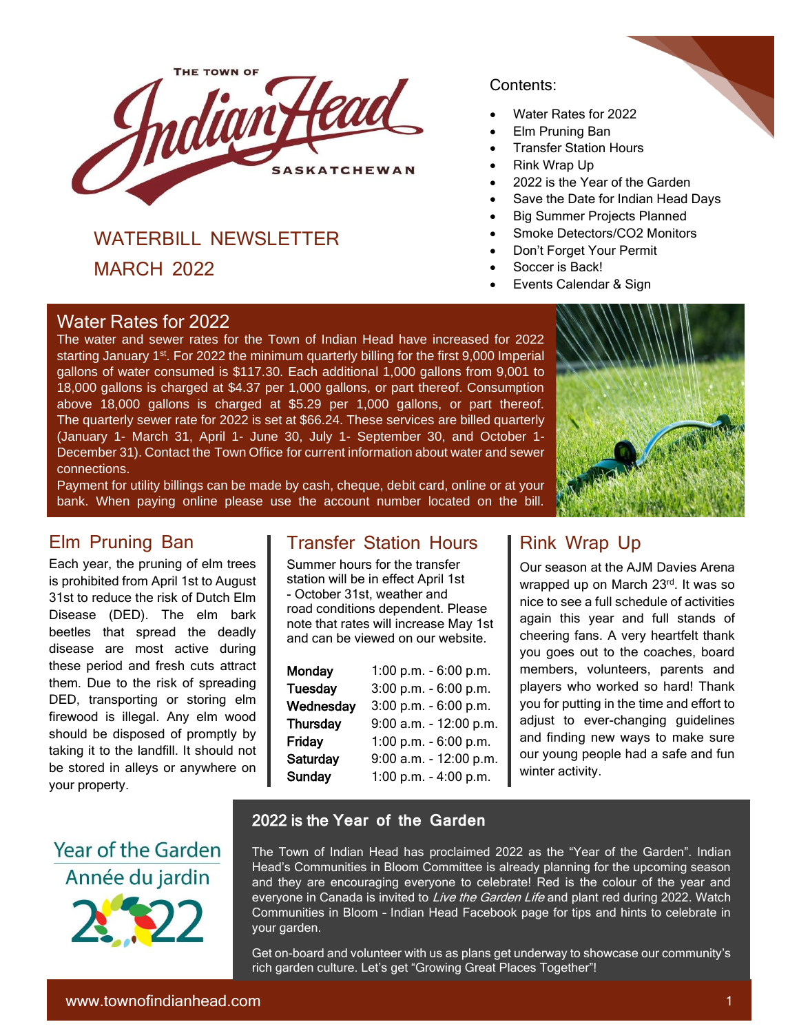THE TOWN OF Indian Head SASKATCHEWAN

# WATERBILL NEWSLETTER MARCH 2022

Contents:

- Water Rates for 2022
- Elm Pruning Ban
- Transfer Station Hours
- Rink Wrap Up
- 2022 is the Year of the Garden
- Save the Date for Indian Head Days
- Big Summer Projects Planned
- Smoke Detectors/CO2 Monitors
- Don't Forget Your Permit
- Soccer is Back!
- Events Calendar & Sign

## Water Rates for 2022

The water and sewer rates for the Town of Indian Head have increased for 2022 starting January 1st. For 2022 the minimum quarterly billing for the first 9,000 Imperial gallons of water consumed is $117.30. Each additional 1,000 gallons from 9,001 to 18,000 gallons is charged at $4.37 per 1,000 gallons, or part thereof. Consumption above 18,000 gallons is charged at $5.29 per 1,000 gallons, or part thereof. The quarterly sewer rate for 2022 is set at $66.24. These services are billed quarterly (January 1- March 31, April 1- June 30, July 1- September 30, and October 1- December 31). Contact the Town Office for current information about water and sewer connections.

Payment for utility billings can be made by cash, cheque, debit card, online or at your bank. When paying online please use the account number located on the bill.

## Elm Pruning Ban

Each year, the pruning of elm trees is prohibited from April 1st to August 31st to reduce the risk of Dutch Elm Disease (DED). The elm bark beetles that spread the deadly disease are most active during these period and fresh cuts attract them. Due to the risk of spreading DED, transporting or storing elm firewood is illegal. Any elm wood should be disposed of promptly by taking it to the landfill. It should not be stored in alleys or anywhere on your property.

## Transfer Station Hours

Summer hours for the transfer station will be in effect April 1st - October 31st, weather and road conditions dependent. Please note that rates will increase May 1st and can be viewed on our website.

| Day | Hours |
|---|---|
| **Monday** | 1:00 p.m. - 6:00 p.m. |
| **Tuesday** | 3:00 p.m. - 6:00 p.m. |
| **Wednesday** | 3:00 p.m. - 6:00 p.m. |
| **Thursday** | 9:00 a.m. - 12:00 p.m. |
| **Friday** | 1:00 p.m. - 6:00 p.m. |
| **Saturday** | 9:00 a.m. - 12:00 p.m. |
| **Sunday** | 1:00 p.m. - 4:00 p.m. |

## Rink Wrap Up

Our season at the AJM Davies Arena wrapped up on March 23rd. It was so nice to see a full schedule of activities again this year and full stands of cheering fans. A very heartfelt thank you goes out to the coaches, board members, volunteers, parents and players who worked so hard! Thank you for putting in the time and effort to adjust to ever-changing guidelines and finding new ways to make sure our young people had a safe and fun winter activity.

## 2022 is the Year of the Garden

Year of the Garden
Année du jardin
2022

The Town of Indian Head has proclaimed 2022 as the "Year of the Garden". Indian Head's Communities in Bloom Committee is already planning for the upcoming season and they are encouraging everyone to celebrate! Red is the colour of the year and everyone in Canada is invited to *Live the Garden Life* and plant red during 2022. Watch Communities in Bloom - Indian Head Facebook page for tips and hints to celebrate in your garden.

Get on-board and volunteer with us as plans get underway to showcase our community's rich garden culture. Let's get "Growing Great Places Together"!

www.townofindianhead.com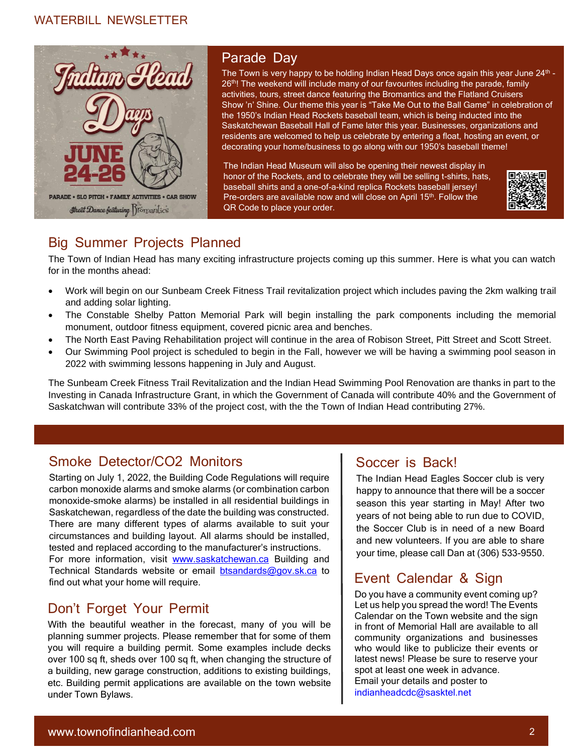## Parade Day

The Town is very happy to be holding Indian Head Days once again this year June 24th - 26th! The weekend will include many of our favourites including the parade, family activities, tours, street dance featuring the Bromantics and the Flatland Cruisers Show 'n' Shine. Our theme this year is "Take Me Out to the Ball Game" in celebration of the 1950's Indian Head Rockets baseball team, which is being inducted into the Saskatchewan Baseball Hall of Fame later this year. Businesses, organizations and residents are welcomed to help us celebrate by entering a float, hosting an event, or decorating your home/business to go along with our 1950's baseball theme!

The Indian Head Museum will also be opening their newest display in honor of the Rockets, and to celebrate they will be selling t-shirts, hats, baseball shirts and a one-of-a-kind replica Rockets baseball jersey! Pre-orders are available now and will close on April 15th. Follow the QR Code to place your order.

## Big Summer Projects Planned

The Town of Indian Head has many exciting infrastructure projects coming up this summer. Here is what you can watch for in the months ahead:

- Work will begin on our Sunbeam Creek Fitness Trail revitalization project which includes paving the 2km walking trail and adding solar lighting.
- The Constable Shelby Patton Memorial Park will begin installing the park components including the memorial monument, outdoor fitness equipment, covered picnic area and benches.
- The North East Paving Rehabilitation project will continue in the area of Robison Street, Pitt Street and Scott Street.
- Our Swimming Pool project is scheduled to begin in the Fall, however we will be having a swimming pool season in 2022 with swimming lessons happening in July and August.

The Sunbeam Creek Fitness Trail Revitalization and the Indian Head Swimming Pool Renovation are thanks in part to the Investing in Canada Infrastructure Grant, in which the Government of Canada will contribute 40% and the Government of Saskatchwan will contribute 33% of the project cost, with the the Town of Indian Head contributing 27%.

## Smoke Detector/CO2 Monitors

Starting on July 1, 2022, the Building Code Regulations will require carbon monoxide alarms and smoke alarms (or combination carbon monoxide-smoke alarms) be installed in all residential buildings in Saskatchewan, regardless of the date the building was constructed. There are many different types of alarms available to suit your circumstances and building layout. All alarms should be installed, tested and replaced according to the manufacturer's instructions. For more information, visit www.saskatchewan.ca Building and Technical Standards website or email btsandards@gov.sk.ca to find out what your home will require.

## Don't Forget Your Permit

With the beautiful weather in the forecast, many of you will be planning summer projects. Please remember that for some of them you will require a building permit. Some examples include decks over 100 sq ft, sheds over 100 sq ft, when changing the structure of a building, new garage construction, additions to existing buildings, etc. Building permit applications are available on the town website under Town Bylaws.

## Soccer is Back!

The Indian Head Eagles Soccer club is very happy to announce that there will be a soccer season this year starting in May! After two years of not being able to run due to COVID, the Soccer Club is in need of a new Board and new volunteers. If you are able to share your time, please call Dan at (306) 533-9550.

## Event Calendar & Sign

Do you have a community event coming up? Let us help you spread the word! The Events Calendar on the Town website and the sign in front of Memorial Hall are available to all community organizations and businesses who would like to publicize their events or latest news! Please be sure to reserve your spot at least one week in advance.
Email your details and poster to indianheadcdc@sasktel.net